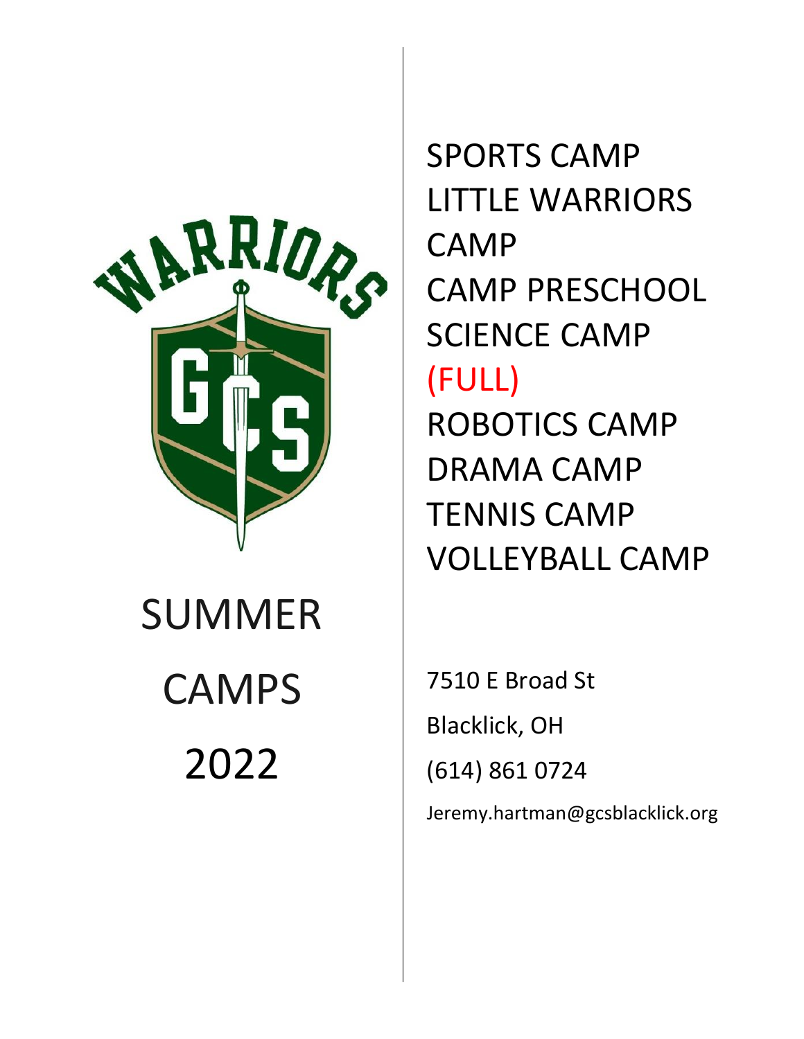# SUMMER CAMPS 2022

- SPORTS CAMP
- LITTLE WARRIORS CAMP
- CAMP PRESCHOOL
- SCIENCE CAMP (FULL)
- ROBOTICS CAMP
- DRAMA CAMP
- TENNIS CAMP
- VOLLEYBALL CAMP

7510 E Broad St

Blacklick, OH

(614) 861 0724

Jeremy.hartman@gcsblacklick.org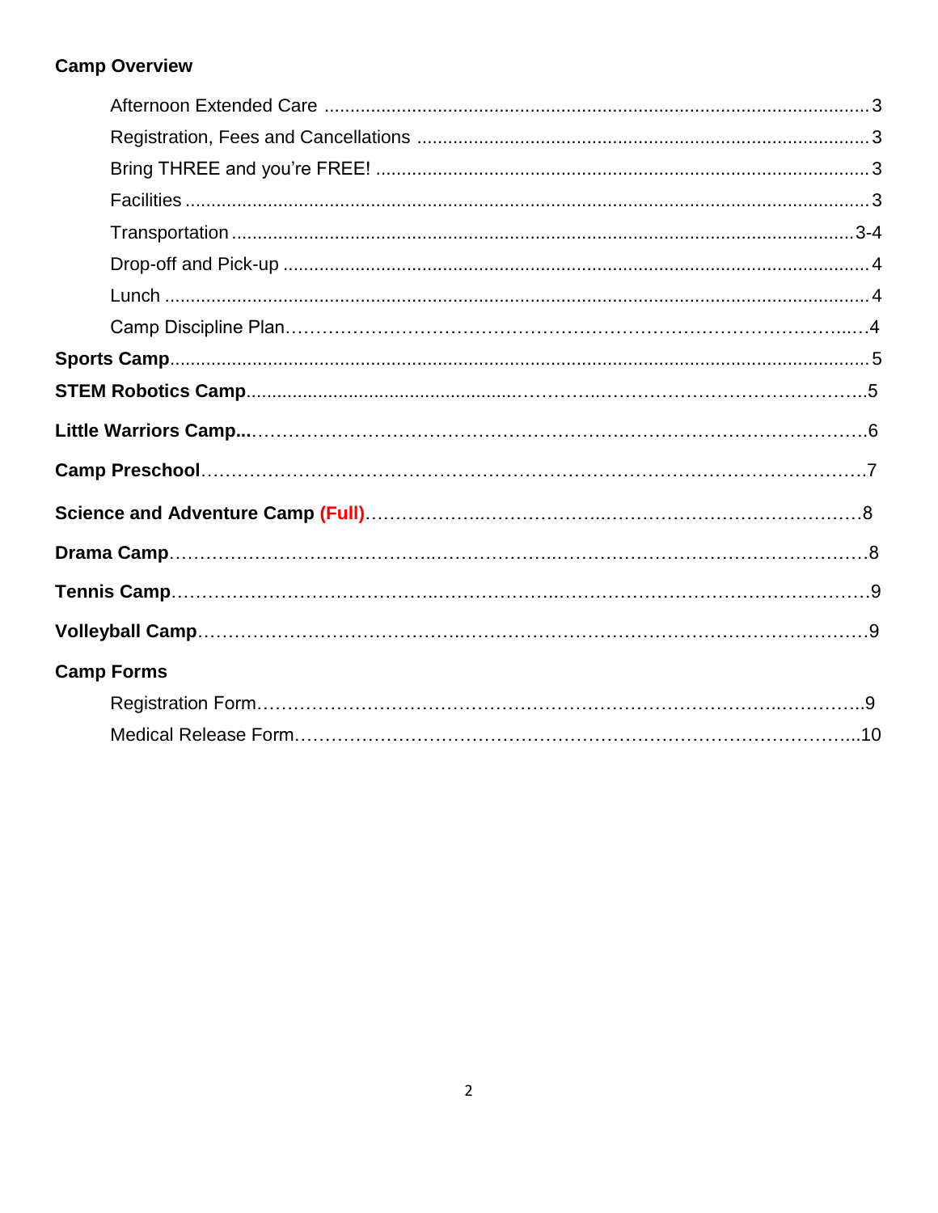**Camp Overview**

- Afternoon Extended Care ........ 3
- Registration, Fees and Cancellations ........ 3
- Bring THREE and you're FREE! ........ 3
- Facilities ........ 3
- Transportation ........ 3-4
- Drop-off and Pick-up ........ 4
- Lunch ........ 4
- Camp Discipline Plan ........ 4

**Sports Camp** ........ 5

**STEM Robotics Camp** ........ 5

**Little Warriors Camp** ........ 6

**Camp Preschool** ........ 7

**Science and Adventure Camp (Full)** ........ 8

**Drama Camp** ........ 8

**Tennis Camp** ........ 9

**Volleyball Camp** ........ 9

**Camp Forms**

- Registration Form ........ 9
- Medical Release Form ........ 10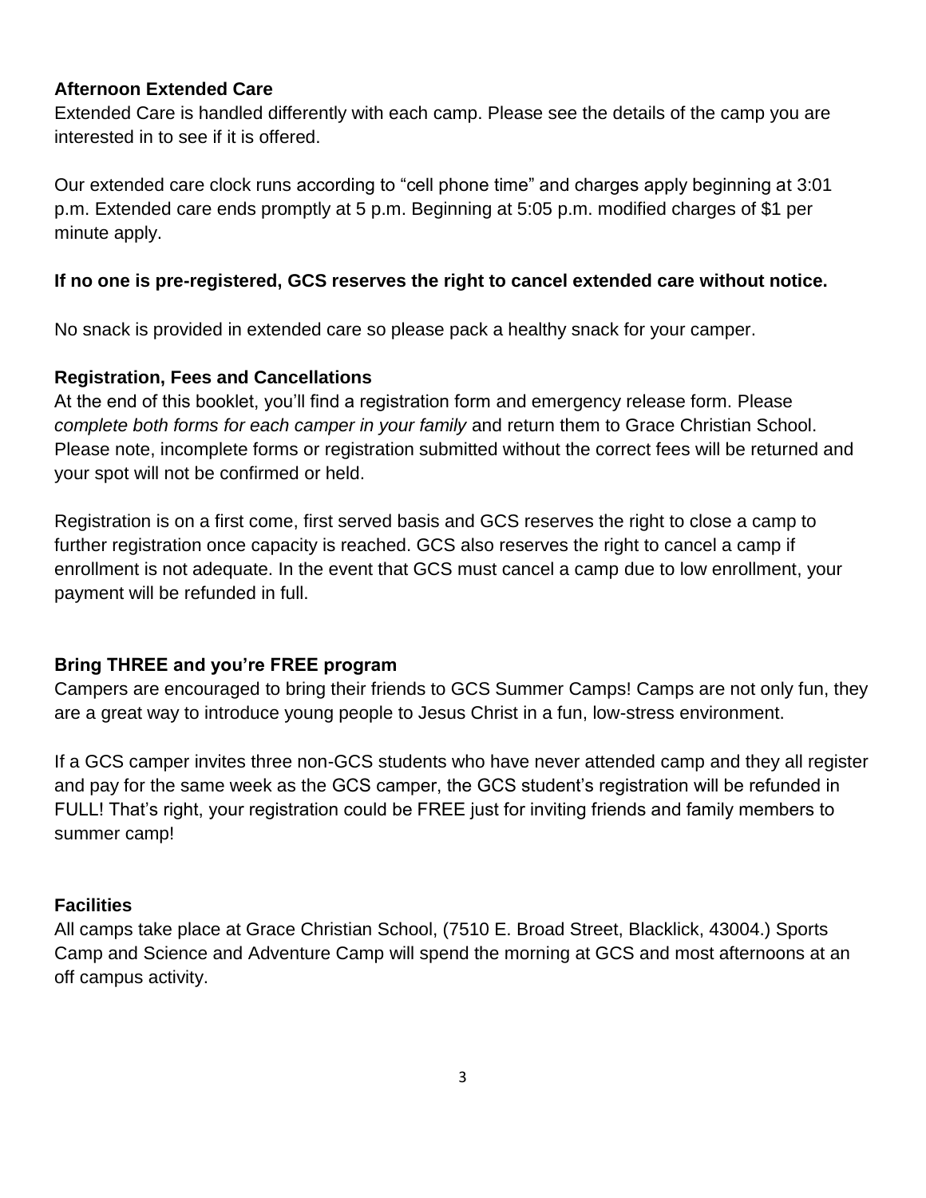**Afternoon Extended Care**

Extended Care is handled differently with each camp. Please see the details of the camp you are interested in to see if it is offered.

Our extended care clock runs according to "cell phone time" and charges apply beginning at 3:01 p.m. Extended care ends promptly at 5 p.m. Beginning at 5:05 p.m. modified charges of $1 per minute apply.

**If no one is pre-registered, GCS reserves the right to cancel extended care without notice.**

No snack is provided in extended care so please pack a healthy snack for your camper.

**Registration, Fees and Cancellations**

At the end of this booklet, you'll find a registration form and emergency release form. Please *complete both forms for each camper in your family* and return them to Grace Christian School. Please note, incomplete forms or registration submitted without the correct fees will be returned and your spot will not be confirmed or held.

Registration is on a first come, first served basis and GCS reserves the right to close a camp to further registration once capacity is reached. GCS also reserves the right to cancel a camp if enrollment is not adequate. In the event that GCS must cancel a camp due to low enrollment, your payment will be refunded in full.

**Bring THREE and you're FREE program**

Campers are encouraged to bring their friends to GCS Summer Camps! Camps are not only fun, they are a great way to introduce young people to Jesus Christ in a fun, low-stress environment.

If a GCS camper invites three non-GCS students who have never attended camp and they all register and pay for the same week as the GCS camper, the GCS student's registration will be refunded in FULL! That's right, your registration could be FREE just for inviting friends and family members to summer camp!

**Facilities**

All camps take place at Grace Christian School, (7510 E. Broad Street, Blacklick, 43004.) Sports Camp and Science and Adventure Camp will spend the morning at GCS and most afternoons at an off campus activity.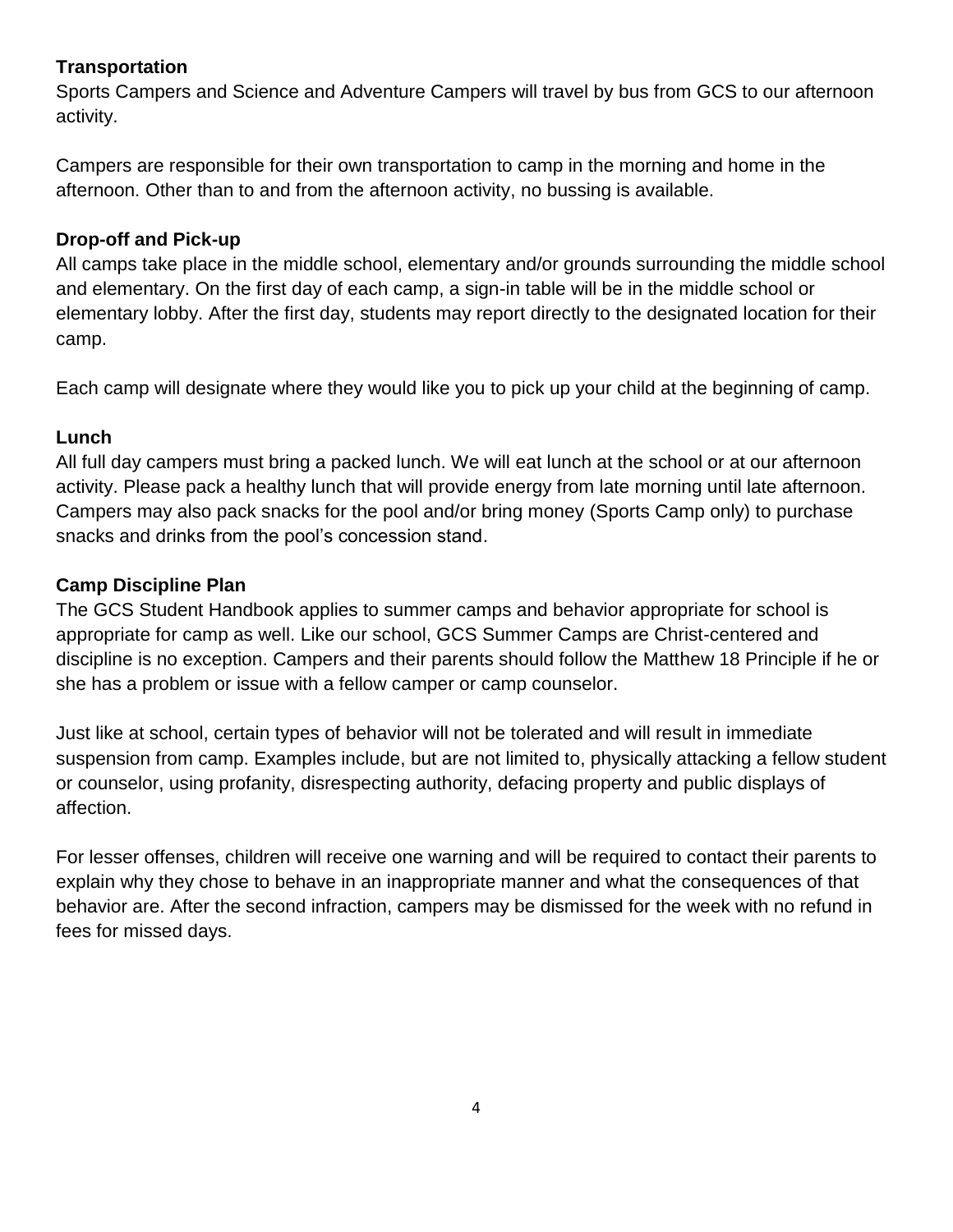## Transportation

Sports Campers and Science and Adventure Campers will travel by bus from GCS to our afternoon activity.

Campers are responsible for their own transportation to camp in the morning and home in the afternoon. Other than to and from the afternoon activity, no bussing is available.

## Drop-off and Pick-up

All camps take place in the middle school, elementary and/or grounds surrounding the middle school and elementary. On the first day of each camp, a sign-in table will be in the middle school or elementary lobby. After the first day, students may report directly to the designated location for their camp.

Each camp will designate where they would like you to pick up your child at the beginning of camp.

## Lunch

All full day campers must bring a packed lunch. We will eat lunch at the school or at our afternoon activity. Please pack a healthy lunch that will provide energy from late morning until late afternoon. Campers may also pack snacks for the pool and/or bring money (Sports Camp only) to purchase snacks and drinks from the pool's concession stand.

## Camp Discipline Plan

The GCS Student Handbook applies to summer camps and behavior appropriate for school is appropriate for camp as well. Like our school, GCS Summer Camps are Christ-centered and discipline is no exception. Campers and their parents should follow the Matthew 18 Principle if he or she has a problem or issue with a fellow camper or camp counselor.

Just like at school, certain types of behavior will not be tolerated and will result in immediate suspension from camp. Examples include, but are not limited to, physically attacking a fellow student or counselor, using profanity, disrespecting authority, defacing property and public displays of affection.

For lesser offenses, children will receive one warning and will be required to contact their parents to explain why they chose to behave in an inappropriate manner and what the consequences of that behavior are. After the second infraction, campers may be dismissed for the week with no refund in fees for missed days.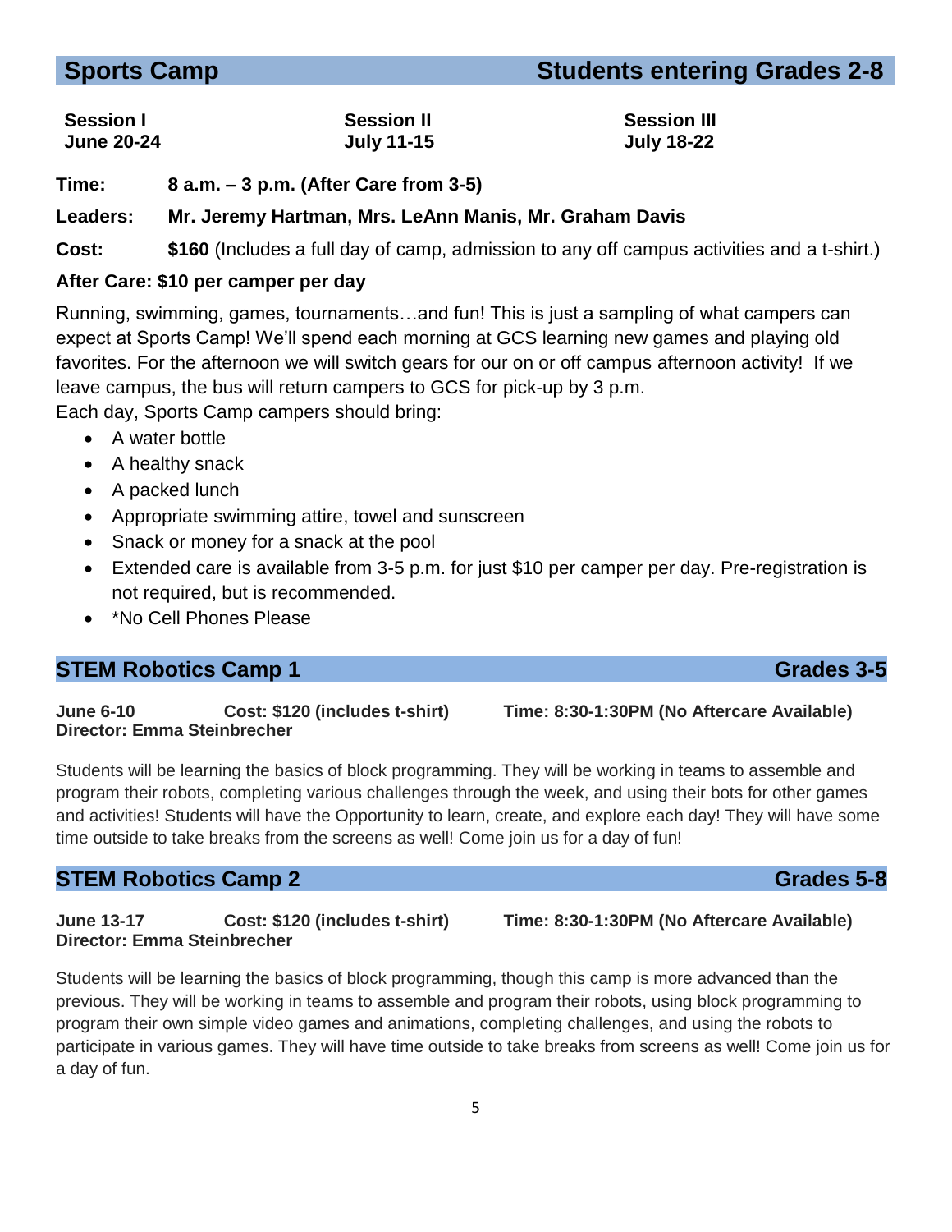## Sports Camp — Students entering Grades 2-8

| Session I | Session II | Session III |
|---|---|---|
| June 20-24 | July 11-15 | July 18-22 |

**Time:** **8 a.m. – 3 p.m. (After Care from 3-5)**

**Leaders:** **Mr. Jeremy Hartman, Mrs. LeAnn Manis, Mr. Graham Davis**

**Cost:** **$160** (Includes a full day of camp, admission to any off campus activities and a t-shirt.)

**After Care: $10 per camper per day**

Running, swimming, games, tournaments…and fun! This is just a sampling of what campers can expect at Sports Camp! We'll spend each morning at GCS learning new games and playing old favorites. For the afternoon we will switch gears for our on or off campus afternoon activity! If we leave campus, the bus will return campers to GCS for pick-up by 3 p.m.

Each day, Sports Camp campers should bring:

- A water bottle
- A healthy snack
- A packed lunch
- Appropriate swimming attire, towel and sunscreen
- Snack or money for a snack at the pool
- Extended care is available from 3-5 p.m. for just $10 per camper per day. Pre-registration is not required, but is recommended.
- *No Cell Phones Please

## STEM Robotics Camp 1 — Grades 3-5

**June 6-10** **Cost: $120 (includes t-shirt)** **Time: 8:30-1:30PM (No Aftercare Available)**
**Director: Emma Steinbrecher**

Students will be learning the basics of block programming. They will be working in teams to assemble and program their robots, completing various challenges through the week, and using their bots for other games and activities! Students will have the Opportunity to learn, create, and explore each day! They will have some time outside to take breaks from the screens as well! Come join us for a day of fun!

## STEM Robotics Camp 2 — Grades 5-8

**June 13-17** **Cost: $120 (includes t-shirt)** **Time: 8:30-1:30PM (No Aftercare Available)**
**Director: Emma Steinbrecher**

Students will be learning the basics of block programming, though this camp is more advanced than the previous. They will be working in teams to assemble and program their robots, using block programming to program their own simple video games and animations, completing challenges, and using the robots to participate in various games. They will have time outside to take breaks from screens as well! Come join us for a day of fun.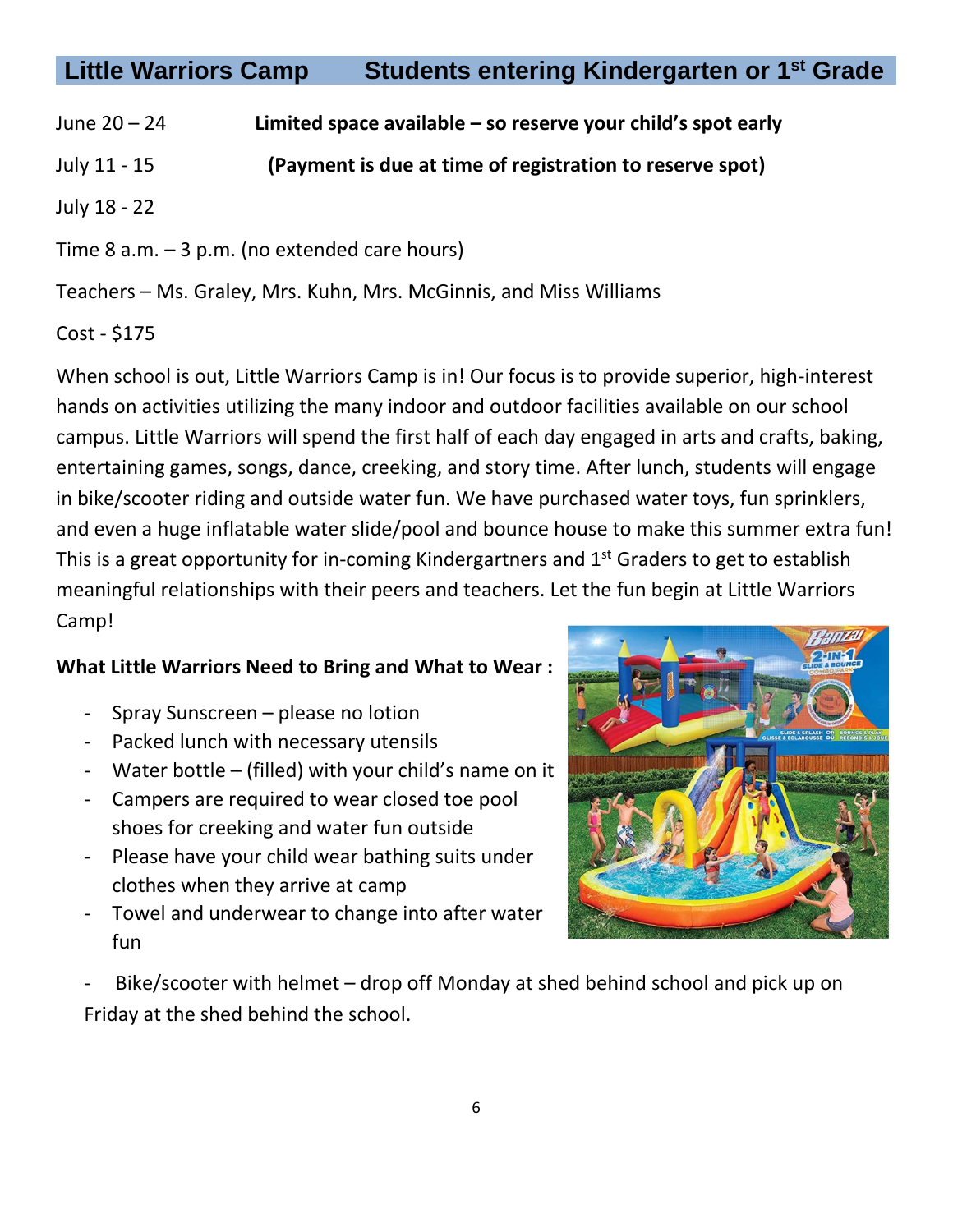## Little Warriors Camp Students entering Kindergarten or 1st Grade

June 20 – 24 **Limited space available – so reserve your child's spot early**

July 11 - 15 **(Payment is due at time of registration to reserve spot)**

July 18 - 22

Time 8 a.m. – 3 p.m. (no extended care hours)

Teachers – Ms. Graley, Mrs. Kuhn, Mrs. McGinnis, and Miss Williams

Cost - $175

When school is out, Little Warriors Camp is in! Our focus is to provide superior, high-interest hands on activities utilizing the many indoor and outdoor facilities available on our school campus. Little Warriors will spend the first half of each day engaged in arts and crafts, baking, entertaining games, songs, dance, creeking, and story time. After lunch, students will engage in bike/scooter riding and outside water fun. We have purchased water toys, fun sprinklers, and even a huge inflatable water slide/pool and bounce house to make this summer extra fun! This is a great opportunity for in-coming Kindergartners and 1st Graders to get to establish meaningful relationships with their peers and teachers. Let the fun begin at Little Warriors Camp!

**What Little Warriors Need to Bring and What to Wear :**

- Spray Sunscreen – please no lotion
- Packed lunch with necessary utensils
- Water bottle – (filled) with your child's name on it
- Campers are required to wear closed toe pool shoes for creeking and water fun outside
- Please have your child wear bathing suits under clothes when they arrive at camp
- Towel and underwear to change into after water fun
- Bike/scooter with helmet – drop off Monday at shed behind school and pick up on Friday at the shed behind the school.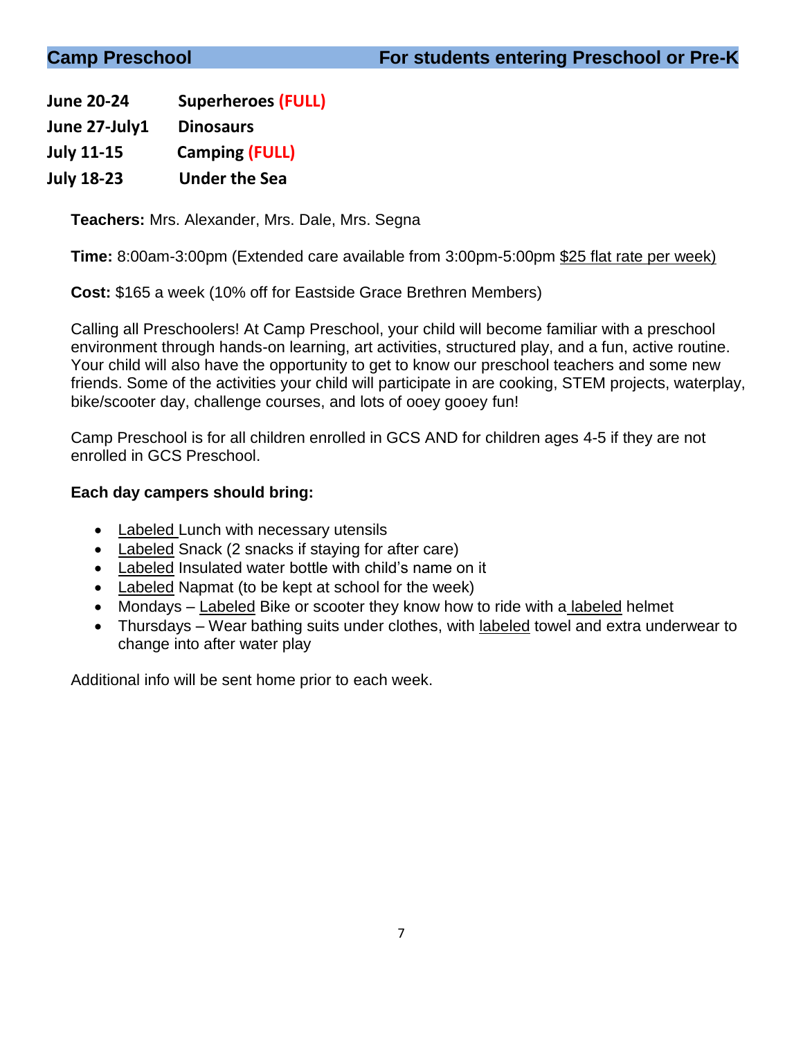## Camp Preschool — For students entering Preschool or Pre-K

**June 20-24** **Superheroes (FULL)**
**June 27-July1** **Dinosaurs**
**July 11-15** **Camping (FULL)**
**July 18-23** **Under the Sea**

**Teachers:** Mrs. Alexander, Mrs. Dale, Mrs. Segna

**Time:** 8:00am-3:00pm (Extended care available from 3:00pm-5:00pm $25 flat rate per week)

**Cost:** $165 a week (10% off for Eastside Grace Brethren Members)

Calling all Preschoolers! At Camp Preschool, your child will become familiar with a preschool environment through hands-on learning, art activities, structured play, and a fun, active routine. Your child will also have the opportunity to get to know our preschool teachers and some new friends. Some of the activities your child will participate in are cooking, STEM projects, waterplay, bike/scooter day, challenge courses, and lots of ooey gooey fun!

Camp Preschool is for all children enrolled in GCS AND for children ages 4-5 if they are not enrolled in GCS Preschool.

**Each day campers should bring:**

- Labeled Lunch with necessary utensils
- Labeled Snack (2 snacks if staying for after care)
- Labeled Insulated water bottle with child's name on it
- Labeled Napmat (to be kept at school for the week)
- Mondays – Labeled Bike or scooter they know how to ride with a labeled helmet
- Thursdays – Wear bathing suits under clothes, with labeled towel and extra underwear to change into after water play

Additional info will be sent home prior to each week.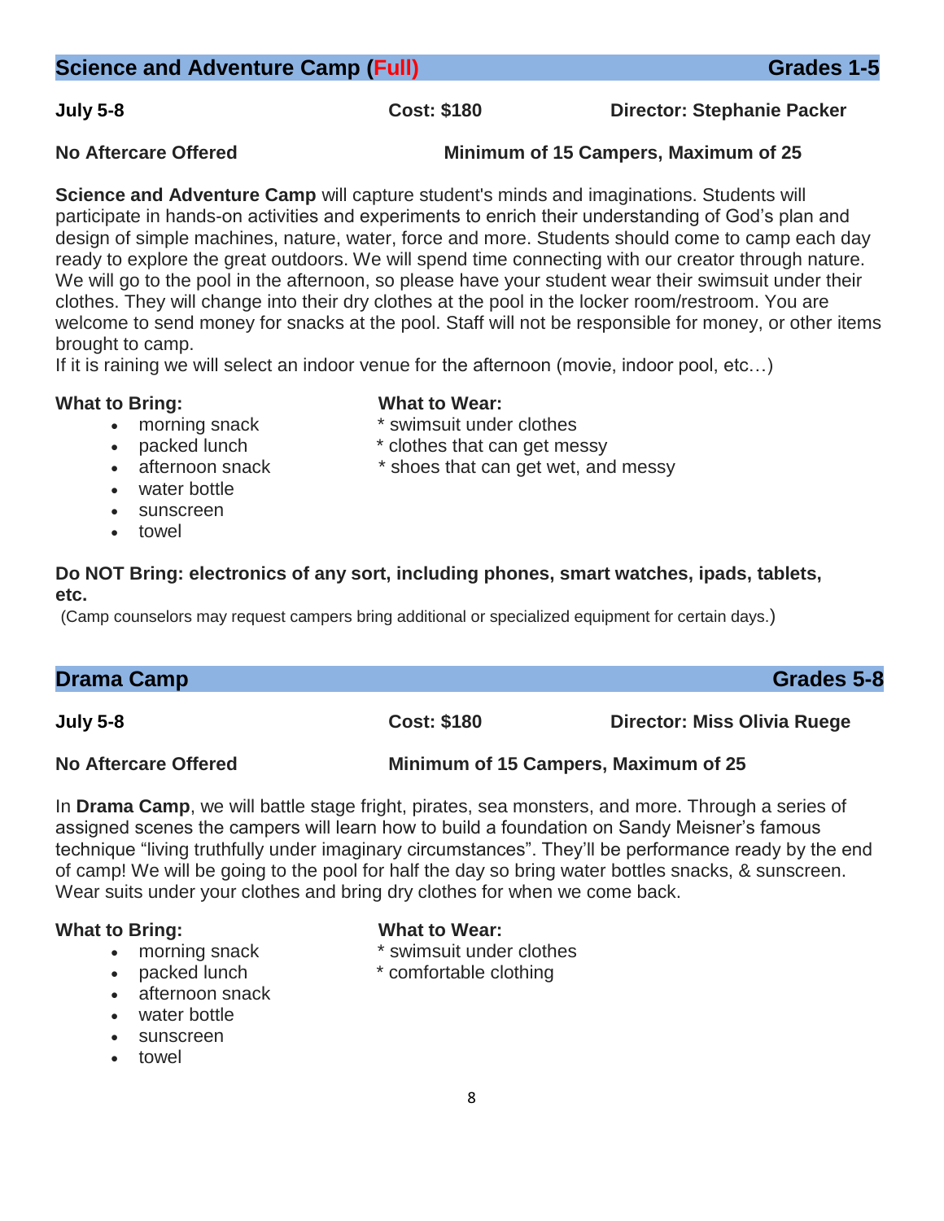## Science and Adventure Camp (Full) — Grades 1-5

**July 5-8** **Cost: $180** **Director: Stephanie Packer**

**No Aftercare Offered** **Minimum of 15 Campers, Maximum of 25**

**Science and Adventure Camp** will capture student's minds and imaginations. Students will participate in hands-on activities and experiments to enrich their understanding of God's plan and design of simple machines, nature, water, force and more. Students should come to camp each day ready to explore the great outdoors. We will spend time connecting with our creator through nature. We will go to the pool in the afternoon, so please have your student wear their swimsuit under their clothes. They will change into their dry clothes at the pool in the locker room/restroom. You are welcome to send money for snacks at the pool. Staff will not be responsible for money, or other items brought to camp.
If it is raining we will select an indoor venue for the afternoon (movie, indoor pool, etc…)

**What to Bring:**

- morning snack
- packed lunch
- afternoon snack
- water bottle
- sunscreen
- towel

**What to Wear:**

* swimsuit under clothes
* clothes that can get messy
* shoes that can get wet, and messy

**Do NOT Bring: electronics of any sort, including phones, smart watches, ipads, tablets, etc.**

(Camp counselors may request campers bring additional or specialized equipment for certain days.)

## Drama Camp — Grades 5-8

**July 5-8** **Cost: $180** **Director: Miss Olivia Ruege**

**No Aftercare Offered** **Minimum of 15 Campers, Maximum of 25**

In **Drama Camp**, we will battle stage fright, pirates, sea monsters, and more. Through a series of assigned scenes the campers will learn how to build a foundation on Sandy Meisner's famous technique "living truthfully under imaginary circumstances". They'll be performance ready by the end of camp! We will be going to the pool for half the day so bring water bottles snacks, & sunscreen. Wear suits under your clothes and bring dry clothes for when we come back.

**What to Bring:**

- morning snack
- packed lunch
- afternoon snack
- water bottle
- sunscreen
- towel

**What to Wear:**

* swimsuit under clothes
* comfortable clothing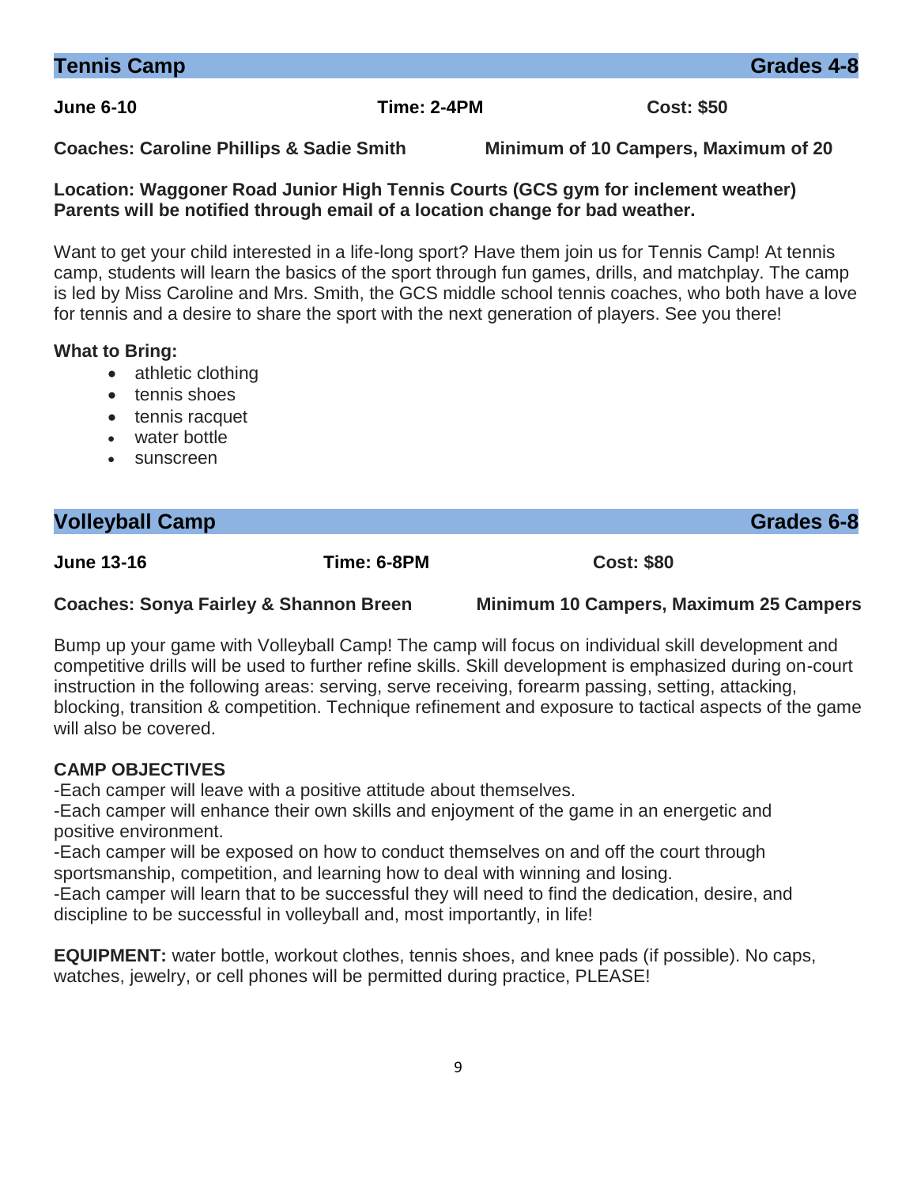## Tennis Camp — Grades 4-8

**June 6-10** | **Time: 2-4PM** | **Cost: $50**

**Coaches: Caroline Phillips & Sadie Smith** | **Minimum of 10 Campers, Maximum of 20**

**Location: Waggoner Road Junior High Tennis Courts (GCS gym for inclement weather)**
**Parents will be notified through email of a location change for bad weather.**

Want to get your child interested in a life-long sport? Have them join us for Tennis Camp! At tennis camp, students will learn the basics of the sport through fun games, drills, and matchplay. The camp is led by Miss Caroline and Mrs. Smith, the GCS middle school tennis coaches, who both have a love for tennis and a desire to share the sport with the next generation of players. See you there!

**What to Bring:**

- athletic clothing
- tennis shoes
- tennis racquet
- water bottle
- sunscreen

## Volleyball Camp — Grades 6-8

**June 13-16** | **Time: 6-8PM** | **Cost: $80**

**Coaches: Sonya Fairley & Shannon Breen** | **Minimum 10 Campers, Maximum 25 Campers**

Bump up your game with Volleyball Camp! The camp will focus on individual skill development and competitive drills will be used to further refine skills. Skill development is emphasized during on-court instruction in the following areas: serving, serve receiving, forearm passing, setting, attacking, blocking, transition & competition. Technique refinement and exposure to tactical aspects of the game will also be covered.

**CAMP OBJECTIVES**

-Each camper will leave with a positive attitude about themselves.
-Each camper will enhance their own skills and enjoyment of the game in an energetic and positive environment.
-Each camper will be exposed on how to conduct themselves on and off the court through sportsmanship, competition, and learning how to deal with winning and losing.
-Each camper will learn that to be successful they will need to find the dedication, desire, and discipline to be successful in volleyball and, most importantly, in life!

**EQUIPMENT:** water bottle, workout clothes, tennis shoes, and knee pads (if possible). No caps, watches, jewelry, or cell phones will be permitted during practice, PLEASE!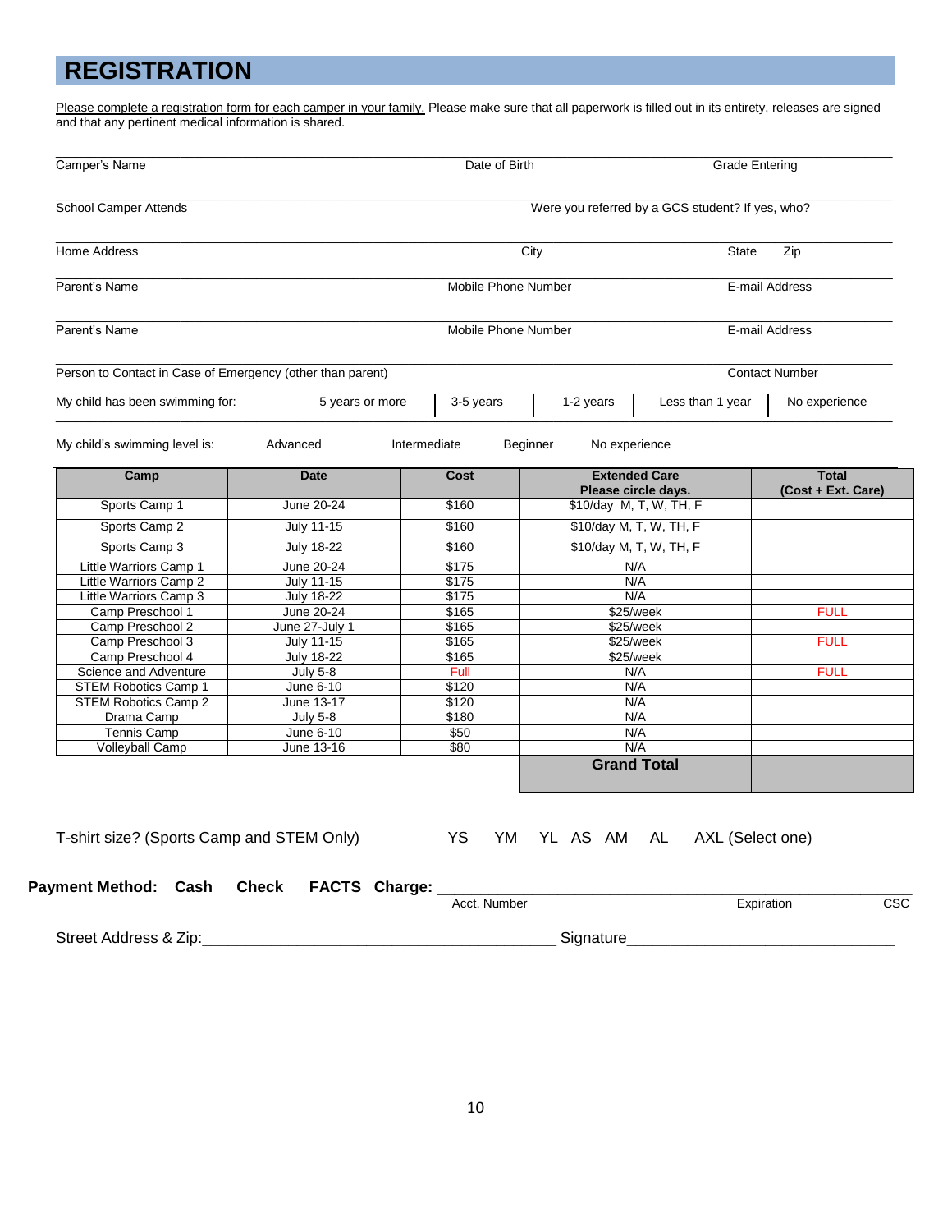# REGISTRATION

Please complete a registration form for each camper in your family. Please make sure that all paperwork is filled out in its entirety, releases are signed and that any pertinent medical information is shared.

Camper's Name　　　　Date of Birth　　　　Grade Entering

School Camper Attends　　　　Were you referred by a GCS student? If yes, who?

Home Address　　　　City　　　　State　　Zip

Parent's Name　　　　Mobile Phone Number　　　　E-mail Address

Parent's Name　　　　Mobile Phone Number　　　　E-mail Address

Person to Contact in Case of Emergency (other than parent)　　　　Contact Number

My child has been swimming for:　　5 years or more | 3-5 years | 1-2 years | Less than 1 year | No experience

My child's swimming level is:　　Advanced　　Intermediate　　Beginner　　No experience

| Camp | Date | Cost | Extended Care Please circle days. | Total (Cost + Ext. Care) |
|---|---|---|---|---|
| Sports Camp 1 | June 20-24 | $160 | $10/day M, T, W, TH, F | |
| Sports Camp 2 | July 11-15 | $160 | $10/day M, T, W, TH, F | |
| Sports Camp 3 | July 18-22 | $160 | $10/day M, T, W, TH, F | |
| Little Warriors Camp 1 | June 20-24 | $175 | N/A | |
| Little Warriors Camp 2 | July 11-15 | $175 | N/A | |
| Little Warriors Camp 3 | July 18-22 | $175 | N/A | |
| Camp Preschool 1 | June 20-24 | $165 | $25/week | FULL |
| Camp Preschool 2 | June 27-July 1 | $165 | $25/week | |
| Camp Preschool 3 | July 11-15 | $165 | $25/week | FULL |
| Camp Preschool 4 | July 18-22 | $165 | $25/week | |
| Science and Adventure | July 5-8 | Full | N/A | FULL |
| STEM Robotics Camp 1 | June 6-10 | $120 | N/A | |
| STEM Robotics Camp 2 | June 13-17 | $120 | N/A | |
| Drama Camp | July 5-8 | $180 | N/A | |
| Tennis Camp | June 6-10 | $50 | N/A | |
| Volleyball Camp | June 13-16 | $80 | N/A | |
| | | | **Grand Total** | |

T-shirt size? (Sports Camp and STEM Only)　　YS　YM　YL　AS　AM　AL　AXL (Select one)

**Payment Method:　Cash　Check　FACTS　Charge:** ______________________________________________
Acct. Number　　　　Expiration　　CSC

Street Address & Zip:______________________________________ Signature____________________________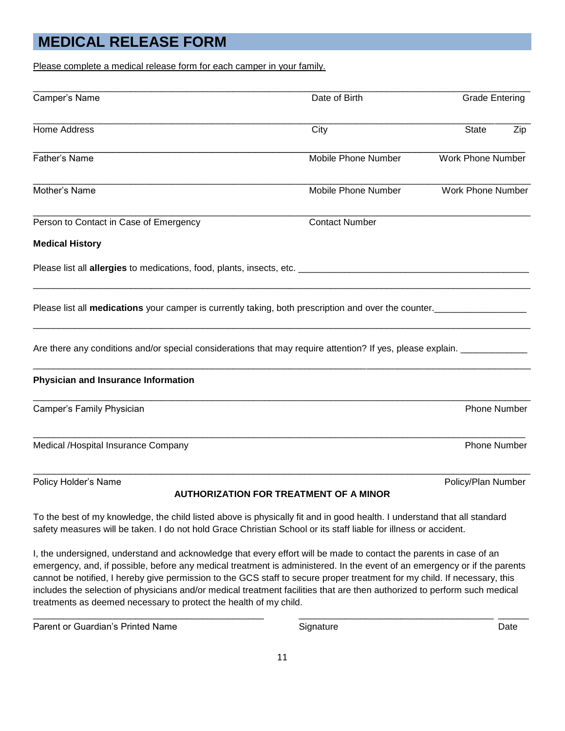# MEDICAL RELEASE FORM

Please complete a medical release form for each camper in your family.

________________________________________________________________________________________

Camper's Name | Date of Birth | Grade Entering

________________________________________________________________________________________

Home Address | City | State | Zip

________________________________________________________________________________________

Father's Name | Mobile Phone Number | Work Phone Number

________________________________________________________________________________________

Mother's Name | Mobile Phone Number | Work Phone Number

________________________________________________________________________________________

Person to Contact in Case of Emergency | Contact Number

**Medical History**

Please list all **allergies** to medications, food, plants, insects, etc. ______________________________________________

________________________________________________________________________________________

Please list all **medications** your camper is currently taking, both prescription and over the counter.__________________

________________________________________________________________________________________

Are there any conditions and/or special considerations that may require attention? If yes, please explain. _____________

________________________________________________________________________________________

**Physician and Insurance Information**

________________________________________________________________________________________

Camper's Family Physician | Phone Number

________________________________________________________________________________________

Medical /Hospital Insurance Company | Phone Number

________________________________________________________________________________________

Policy Holder's Name | Policy/Plan Number

**AUTHORIZATION FOR TREATMENT OF A MINOR**

To the best of my knowledge, the child listed above is physically fit and in good health. I understand that all standard safety measures will be taken. I do not hold Grace Christian School or its staff liable for illness or accident.

I, the undersigned, understand and acknowledge that every effort will be made to contact the parents in case of an emergency, and, if possible, before any medical treatment is administered. In the event of an emergency or if the parents cannot be notified, I hereby give permission to the GCS staff to secure proper treatment for my child. If necessary, this includes the selection of physicians and/or medical treatment facilities that are then authorized to perform such medical treatments as deemed necessary to protect the health of my child.

_______________________________________________ _____________________________________ ______

Parent or Guardian's Printed Name | Signature | Date